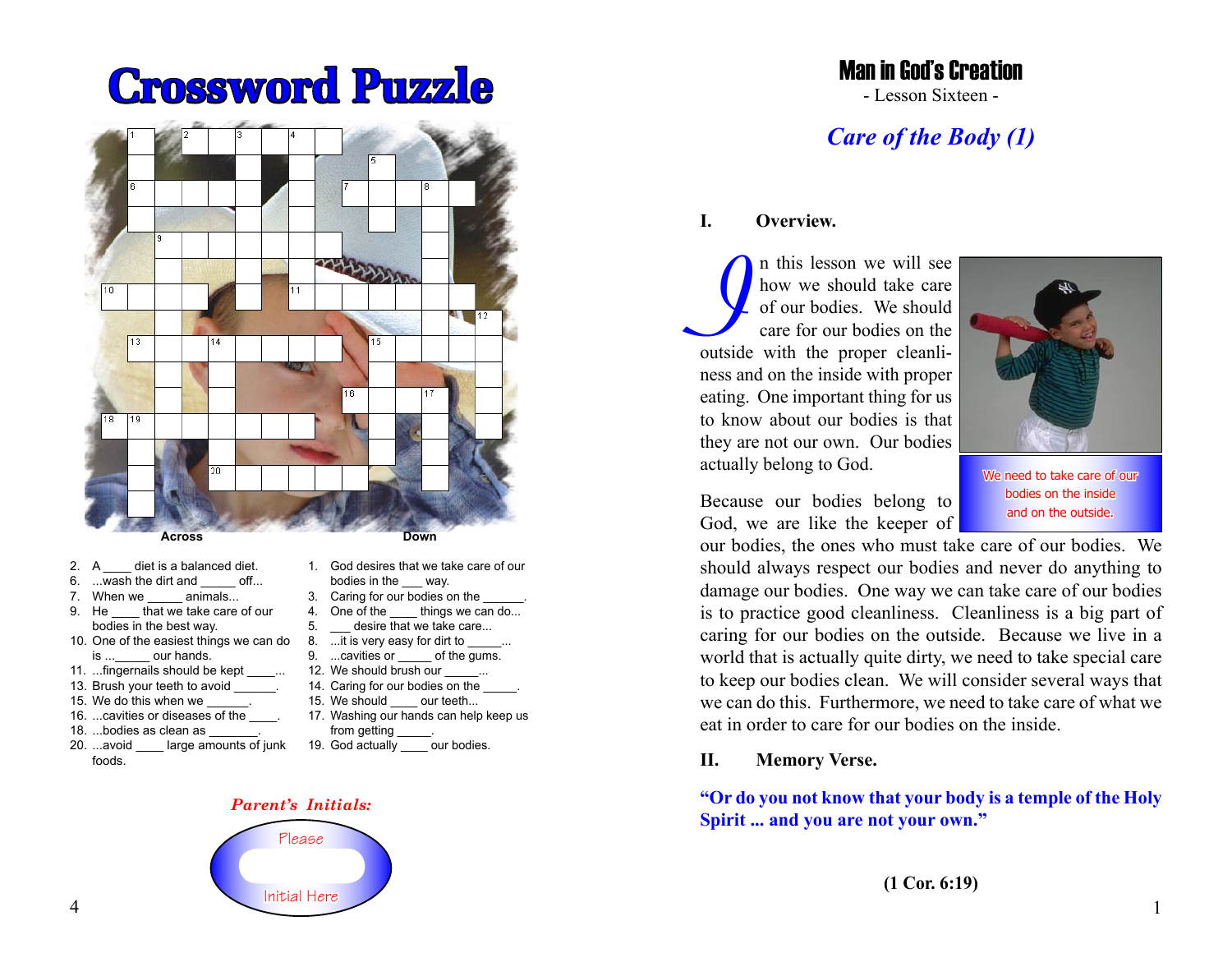# Crossword Puzzle

**Across**

2. A ____ diet is a balanced diet.
6. ...wash the dirt and _____ off...
7. When we _____ animals...
9. He ____ that we take care of our bodies in the best way.
10. One of the easiest things we can do is ..._____ our hands.
11. ...fingernails should be kept ____...
13. Brush your teeth to avoid ______.
15. We do this when we ______.
16. ...cavities or diseases of the ____.
18. ...bodies as clean as _______.
20. ...avoid ____ large amounts of junk foods.

**Down**

1. God desires that we take care of our bodies in the ___ way.
3. Caring for our bodies on the ______.
4. One of the ____ things we can do...
5. ___ desire that we take care...
8. ...it is very easy for dirt to _____...
9. ...cavities or _____ of the gums.
12. We should brush our _____...
14. Caring for our bodies on the _____.
15. We should ____ our teeth...
17. Washing our hands can help keep us from getting _____.
19. God actually ____ our bodies.

***Parent's Initials:***

Please

Initial Here

# Man in God's Creation

- Lesson Sixteen -

## *Care of the Body (1)*

### I. Overview.

In this lesson we will see how we should take care of our bodies. We should care for our bodies on the outside with the proper cleanliness and on the inside with proper eating. One important thing for us to know about our bodies is that they are not our own. Our bodies actually belong to God.

We need to take care of our bodies on the inside and on the outside.

Because our bodies belong to God, we are like the keeper of our bodies, the ones who must take care of our bodies. We should always respect our bodies and never do anything to damage our bodies. One way we can take care of our bodies is to practice good cleanliness. Cleanliness is a big part of caring for our bodies on the outside. Because we live in a world that is actually quite dirty, we need to take special care to keep our bodies clean. We will consider several ways that we can do this. Furthermore, we need to take care of what we eat in order to care for our bodies on the inside.

### II. Memory Verse.

**"Or do you not know that your body is a temple of the Holy Spirit ... and you are not your own."**

**(1 Cor. 6:19)**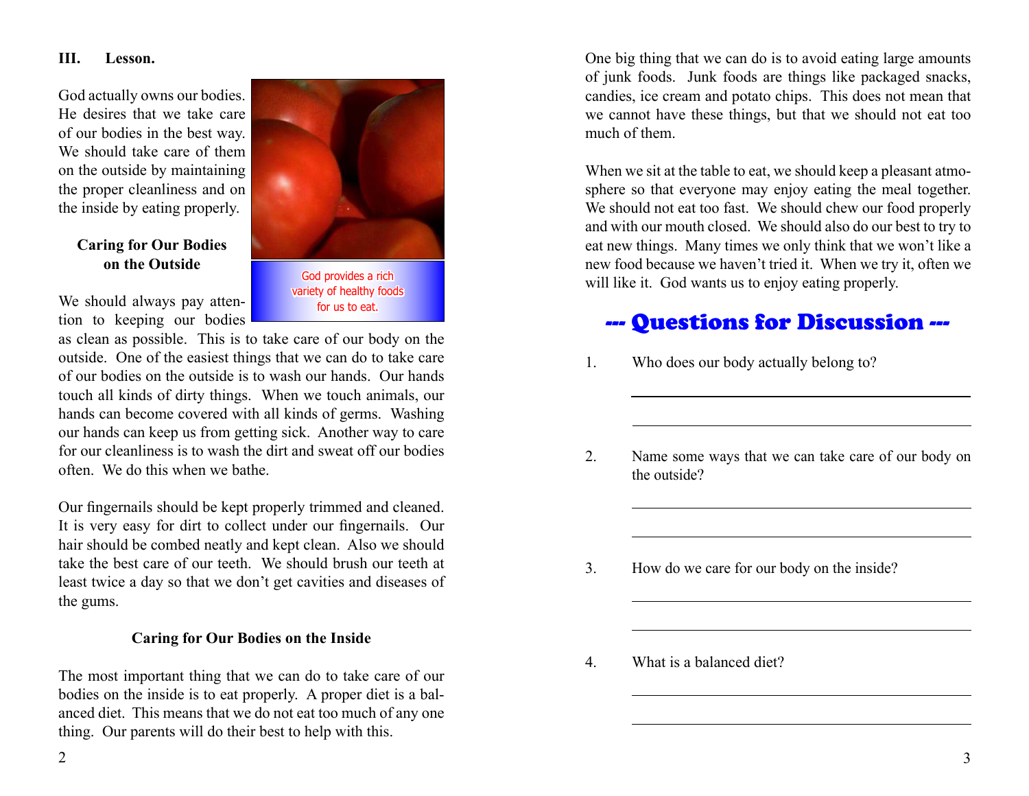### III. Lesson.

God actually owns our bodies. He desires that we take care of our bodies in the best way. We should take care of them on the outside by maintaining the proper cleanliness and on the inside by eating properly.

God provides a rich variety of healthy foods for us to eat.

#### Caring for Our Bodies on the Outside

We should always pay attention to keeping our bodies as clean as possible. This is to take care of our body on the outside. One of the easiest things that we can do to take care of our bodies on the outside is to wash our hands. Our hands touch all kinds of dirty things. When we touch animals, our hands can become covered with all kinds of germs. Washing our hands can keep us from getting sick. Another way to care for our cleanliness is to wash the dirt and sweat off our bodies often. We do this when we bathe.

Our fingernails should be kept properly trimmed and cleaned. It is very easy for dirt to collect under our fingernails. Our hair should be combed neatly and kept clean. Also we should take the best care of our teeth. We should brush our teeth at least twice a day so that we don't get cavities and diseases of the gums.

#### Caring for Our Bodies on the Inside

The most important thing that we can do to take care of our bodies on the inside is to eat properly. A proper diet is a balanced diet. This means that we do not eat too much of any one thing. Our parents will do their best to help with this.

One big thing that we can do is to avoid eating large amounts of junk foods. Junk foods are things like packaged snacks, candies, ice cream and potato chips. This does not mean that we cannot have these things, but that we should not eat too much of them.

When we sit at the table to eat, we should keep a pleasant atmosphere so that everyone may enjoy eating the meal together. We should not eat too fast. We should chew our food properly and with our mouth closed. We should also do our best to try to eat new things. Many times we only think that we won't like a new food because we haven't tried it. When we try it, often we will like it. God wants us to enjoy eating properly.

## --- Questions for Discussion ---

1. Who does our body actually belong to?

   ______________________________

   ______________________________

2. Name some ways that we can take care of our body on the outside?

   ______________________________

   ______________________________

3. How do we care for our body on the inside?

   ______________________________

   ______________________________

4. What is a balanced diet?

   ______________________________

   ______________________________